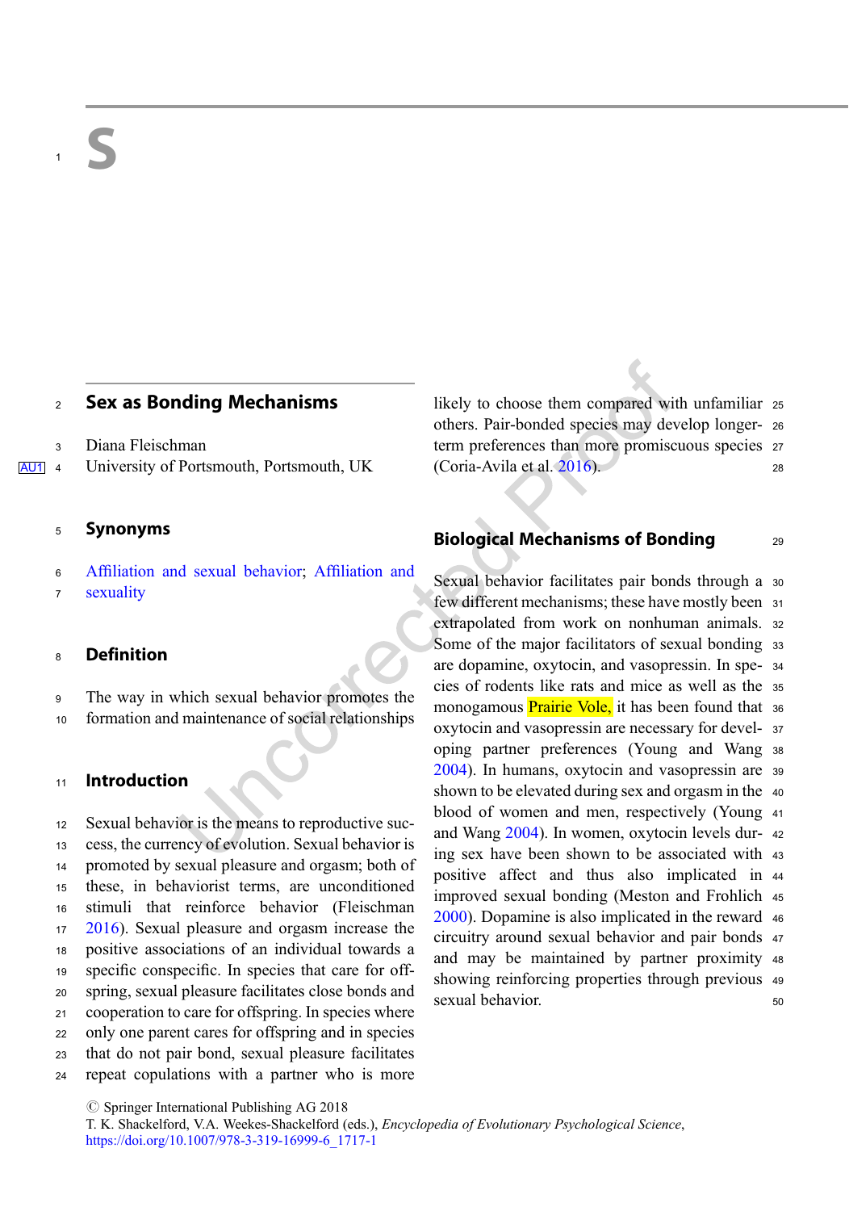# S

## Sex as Bonding Mechanisms

Diana Fleischman
University of Portsmouth, Portsmouth, UK

## Synonyms

Affiliation and sexual behavior; Affiliation and sexuality

## Definition

The way in which sexual behavior promotes the formation and maintenance of social relationships

## Introduction

Sexual behavior is the means to reproductive success, the currency of evolution. Sexual behavior is promoted by sexual pleasure and orgasm; both of these, in behaviorist terms, are unconditioned stimuli that reinforce behavior (Fleischman 2016). Sexual pleasure and orgasm increase the positive associations of an individual towards a specific conspecific. In species that care for offspring, sexual pleasure facilitates close bonds and cooperation to care for offspring. In species where only one parent cares for offspring and in species that do not pair bond, sexual pleasure facilitates repeat copulations with a partner who is more likely to choose them compared with unfamiliar others. Pair-bonded species may develop longer-term preferences than more promiscuous species (Coria-Avila et al. 2016).

## Biological Mechanisms of Bonding

Sexual behavior facilitates pair bonds through a few different mechanisms; these have mostly been extrapolated from work on nonhuman animals. Some of the major facilitators of sexual bonding are dopamine, oxytocin, and vasopressin. In species of rodents like rats and mice as well as the monogamous Prairie Vole, it has been found that oxytocin and vasopressin are necessary for developing partner preferences (Young and Wang 2004). In humans, oxytocin and vasopressin are shown to be elevated during sex and orgasm in the blood of women and men, respectively (Young and Wang 2004). In women, oxytocin levels during sex have been shown to be associated with positive affect and thus also implicated in improved sexual bonding (Meston and Frohlich 2000). Dopamine is also implicated in the reward circuitry around sexual behavior and pair bonds and may be maintained by partner proximity showing reinforcing properties through previous sexual behavior.

© Springer International Publishing AG 2018
T. K. Shackelford, V.A. Weekes-Shackelford (eds.), *Encyclopedia of Evolutionary Psychological Science*, https://doi.org/10.1007/978-3-319-16999-6_1717-1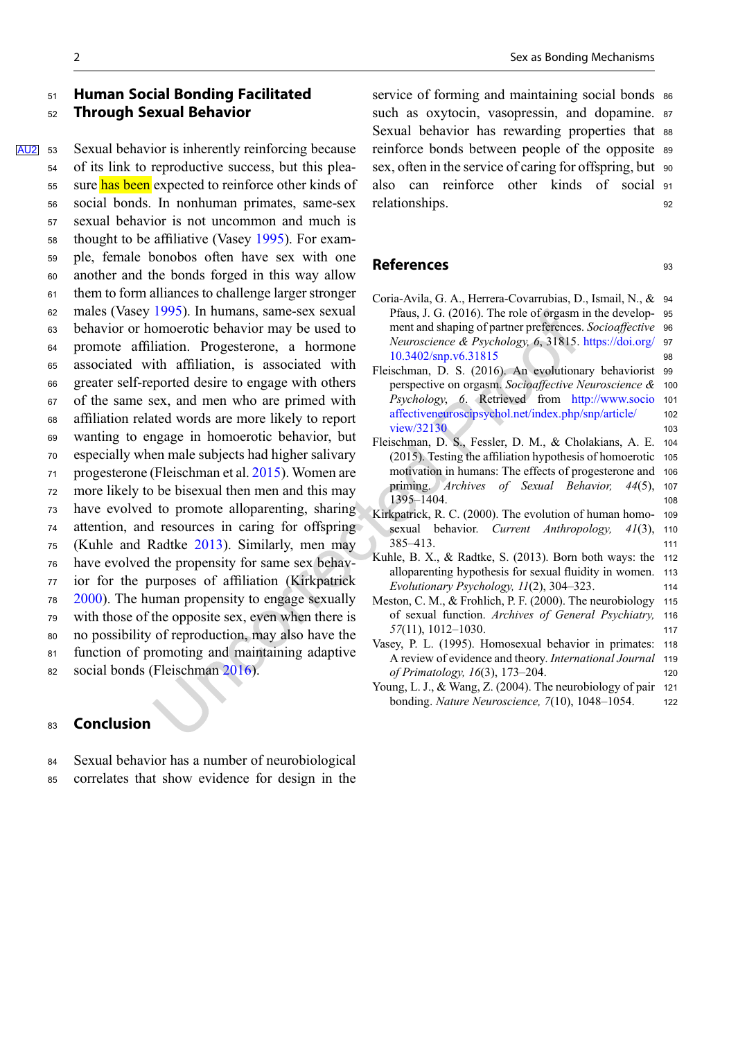## Human Social Bonding Facilitated Through Sexual Behavior

Sexual behavior is inherently reinforcing because of its link to reproductive success, but this pleasure has been expected to reinforce other kinds of social bonds. In nonhuman primates, same-sex sexual behavior is not uncommon and much is thought to be affiliative (Vasey 1995). For example, female bonobos often have sex with one another and the bonds forged in this way allow them to form alliances to challenge larger stronger males (Vasey 1995). In humans, same-sex sexual behavior or homoerotic behavior may be used to promote affiliation. Progesterone, a hormone associated with affiliation, is associated with greater self-reported desire to engage with others of the same sex, and men who are primed with affiliation related words are more likely to report wanting to engage in homoerotic behavior, but especially when male subjects had higher salivary progesterone (Fleischman et al. 2015). Women are more likely to be bisexual then men and this may have evolved to promote alloparenting, sharing attention, and resources in caring for offspring (Kuhle and Radtke 2013). Similarly, men may have evolved the propensity for same sex behavior for the purposes of affiliation (Kirkpatrick 2000). The human propensity to engage sexually with those of the opposite sex, even when there is no possibility of reproduction, may also have the function of promoting and maintaining adaptive social bonds (Fleischman 2016).

## Conclusion

Sexual behavior has a number of neurobiological correlates that show evidence for design in the service of forming and maintaining social bonds such as oxytocin, vasopressin, and dopamine. Sexual behavior has rewarding properties that reinforce bonds between people of the opposite sex, often in the service of caring for offspring, but also can reinforce other kinds of social relationships.

## References

Coria-Avila, G. A., Herrera-Covarrubias, D., Ismail, N., & Pfaus, J. G. (2016). The role of orgasm in the development and shaping of partner preferences. *Socioaffective Neuroscience & Psychology, 6*, 31815. https://doi.org/10.3402/snp.v6.31815

Fleischman, D. S. (2016). An evolutionary behaviorist perspective on orgasm. *Socioaffective Neuroscience & Psychology, 6*. Retrieved from http://www.socioaffectiveneuroscipsychol.net/index.php/snp/article/view/32130

Fleischman, D. S., Fessler, D. M., & Cholakians, A. E. (2015). Testing the affiliation hypothesis of homoerotic motivation in humans: The effects of progesterone and priming. *Archives of Sexual Behavior, 44*(5), 1395–1404.

Kirkpatrick, R. C. (2000). The evolution of human homosexual behavior. *Current Anthropology, 41*(3), 385–413.

Kuhle, B. X., & Radtke, S. (2013). Born both ways: the alloparenting hypothesis for sexual fluidity in women. *Evolutionary Psychology, 11*(2), 304–323.

Meston, C. M., & Frohlich, P. F. (2000). The neurobiology of sexual function. *Archives of General Psychiatry, 57*(11), 1012–1030.

Vasey, P. L. (1995). Homosexual behavior in primates: A review of evidence and theory. *International Journal of Primatology, 16*(3), 173–204.

Young, L. J., & Wang, Z. (2004). The neurobiology of pair bonding. *Nature Neuroscience, 7*(10), 1048–1054.